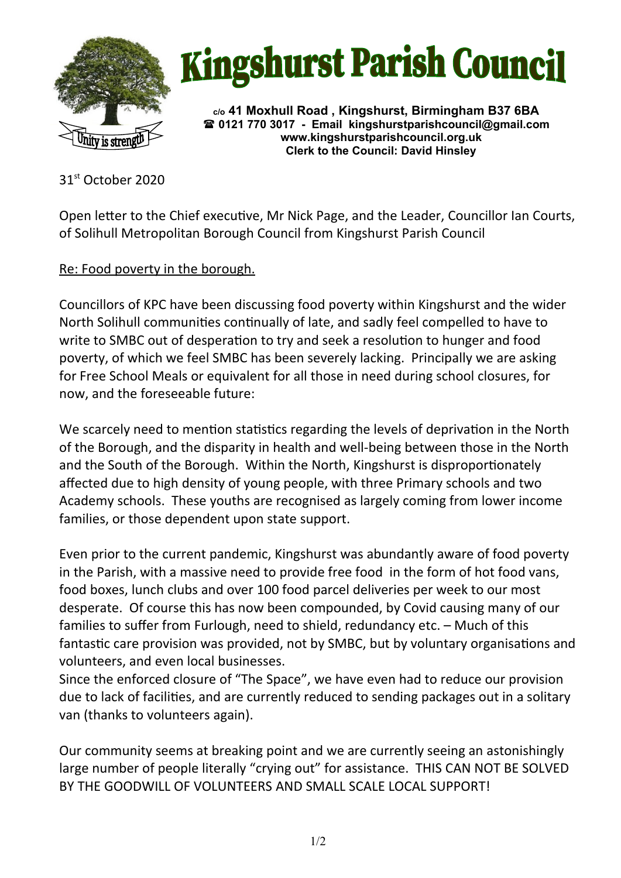# Kingshurst Parish Council

**c/o 41 Moxhull Road , Kingshurst, Birmingham B37 6BA**
**☎ 0121 770 3017 - Email kingshurstparishcouncil@gmail.com**
**www.kingshurstparishcouncil.org.uk**
**Clerk to the Council: David Hinsley**

Unity is strength

31st October 2020

Open letter to the Chief executive, Mr Nick Page, and the Leader, Councillor Ian Courts, of Solihull Metropolitan Borough Council from Kingshurst Parish Council

Re: Food poverty in the borough.

Councillors of KPC have been discussing food poverty within Kingshurst and the wider North Solihull communities continually of late, and sadly feel compelled to have to write to SMBC out of desperation to try and seek a resolution to hunger and food poverty, of which we feel SMBC has been severely lacking. Principally we are asking for Free School Meals or equivalent for all those in need during school closures, for now, and the foreseeable future:

We scarcely need to mention statistics regarding the levels of deprivation in the North of the Borough, and the disparity in health and well-being between those in the North and the South of the Borough. Within the North, Kingshurst is disproportionately affected due to high density of young people, with three Primary schools and two Academy schools. These youths are recognised as largely coming from lower income families, or those dependent upon state support.

Even prior to the current pandemic, Kingshurst was abundantly aware of food poverty in the Parish, with a massive need to provide free food in the form of hot food vans, food boxes, lunch clubs and over 100 food parcel deliveries per week to our most desperate. Of course this has now been compounded, by Covid causing many of our families to suffer from Furlough, need to shield, redundancy etc. – Much of this fantastic care provision was provided, not by SMBC, but by voluntary organisations and volunteers, and even local businesses.
Since the enforced closure of "The Space", we have even had to reduce our provision due to lack of facilities, and are currently reduced to sending packages out in a solitary van (thanks to volunteers again).

Our community seems at breaking point and we are currently seeing an astonishingly large number of people literally "crying out" for assistance. THIS CAN NOT BE SOLVED BY THE GOODWILL OF VOLUNTEERS AND SMALL SCALE LOCAL SUPPORT!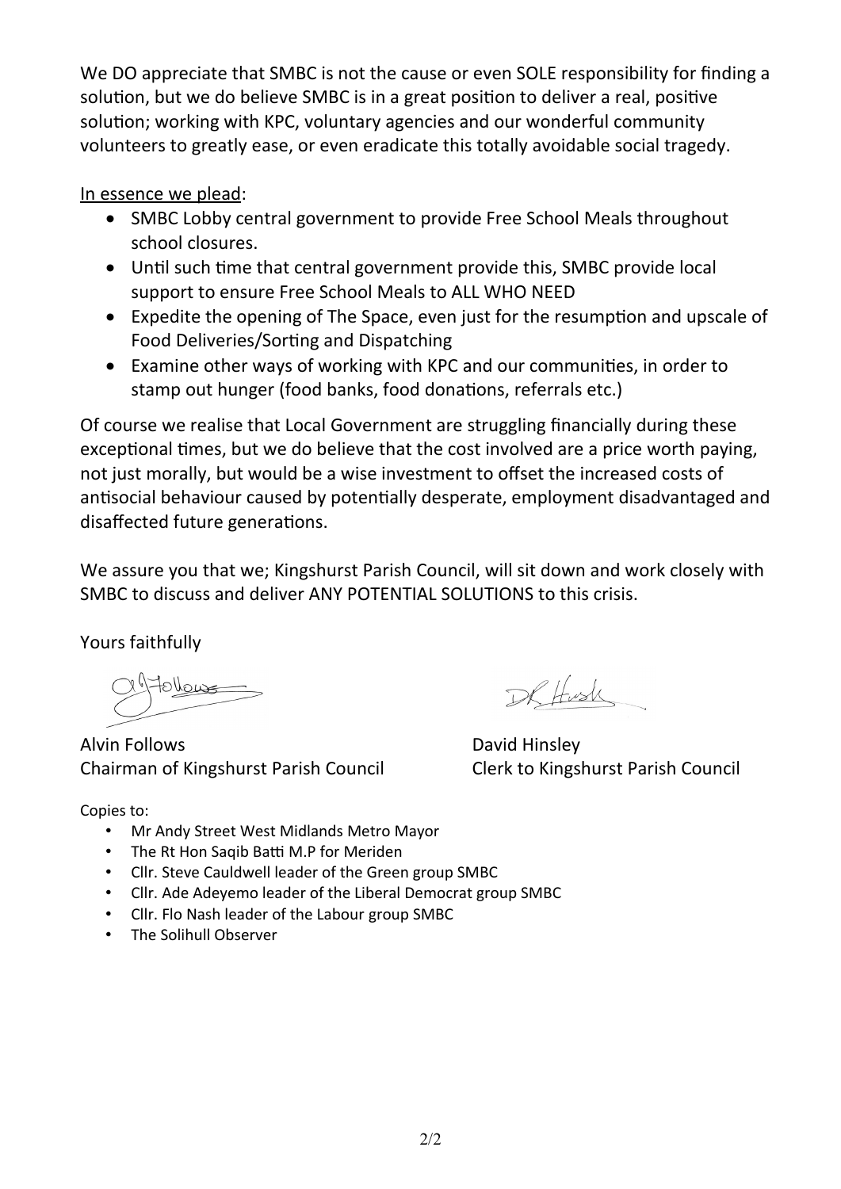We DO appreciate that SMBC is not the cause or even SOLE responsibility for finding a solution, but we do believe SMBC is in a great position to deliver a real, positive solution; working with KPC, voluntary agencies and our wonderful community volunteers to greatly ease, or even eradicate this totally avoidable social tragedy.

In essence we plead:

- SMBC Lobby central government to provide Free School Meals throughout school closures.
- Until such time that central government provide this, SMBC provide local support to ensure Free School Meals to ALL WHO NEED
- Expedite the opening of The Space, even just for the resumption and upscale of Food Deliveries/Sorting and Dispatching
- Examine other ways of working with KPC and our communities, in order to stamp out hunger (food banks, food donations, referrals etc.)

Of course we realise that Local Government are struggling financially during these exceptional times, but we do believe that the cost involved are a price worth paying, not just morally, but would be a wise investment to offset the increased costs of antisocial behaviour caused by potentially desperate, employment disadvantaged and disaffected future generations.

We assure you that we; Kingshurst Parish Council, will sit down and work closely with SMBC to discuss and deliver ANY POTENTIAL SOLUTIONS to this crisis.

Yours faithfully

Alvin Follows
Chairman of Kingshurst Parish Council

David Hinsley
Clerk to Kingshurst Parish Council

Copies to:

- Mr Andy Street West Midlands Metro Mayor
- The Rt Hon Saqib Batti M.P for Meriden
- Cllr. Steve Cauldwell leader of the Green group SMBC
- Cllr. Ade Adeyemo leader of the Liberal Democrat group SMBC
- Cllr. Flo Nash leader of the Labour group SMBC
- The Solihull Observer